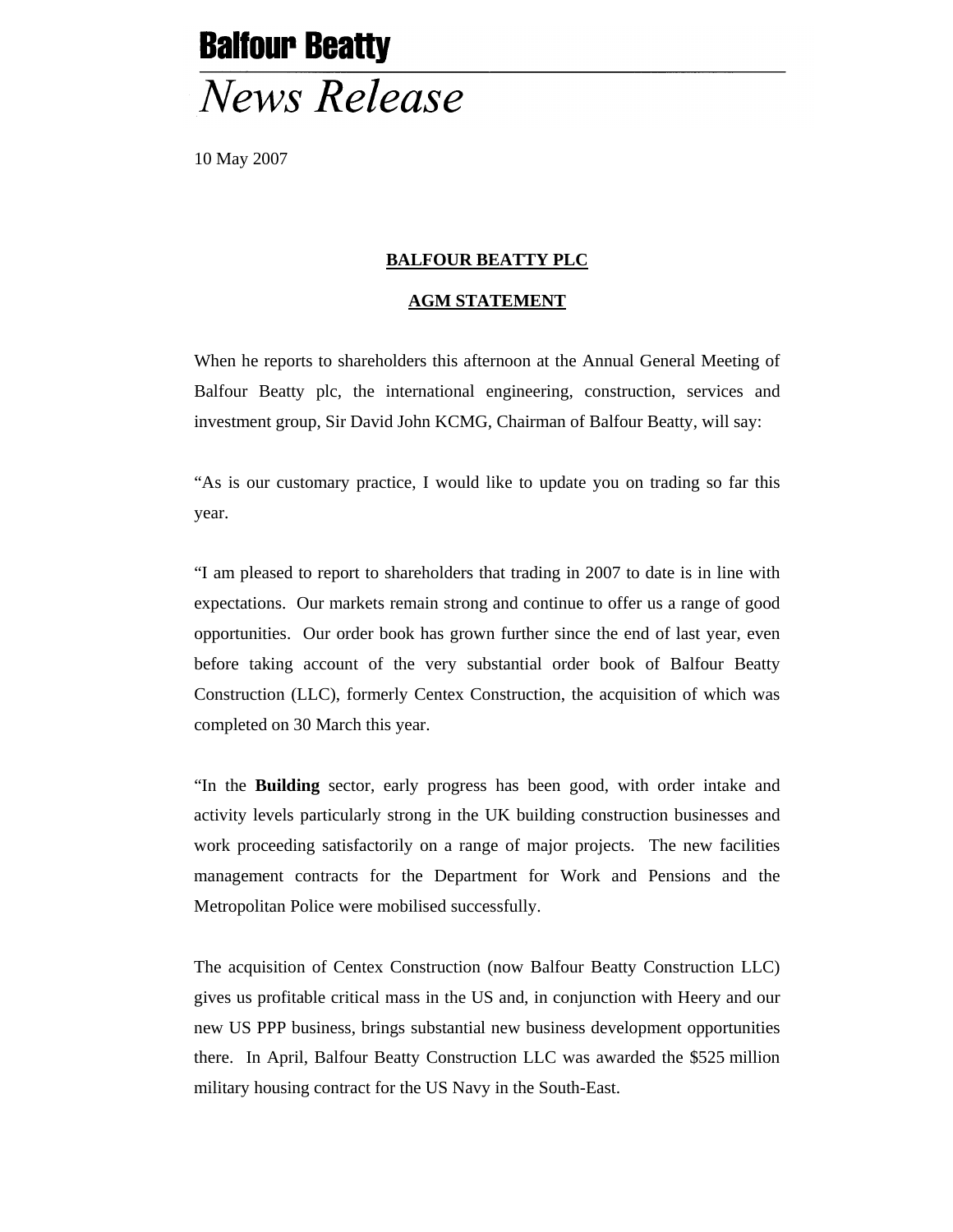**Balfour Beatty**

*News Release*

10 May 2007

## BALFOUR BEATTY PLC

## AGM STATEMENT

When he reports to shareholders this afternoon at the Annual General Meeting of Balfour Beatty plc, the international engineering, construction, services and investment group, Sir David John KCMG, Chairman of Balfour Beatty, will say:

“As is our customary practice, I would like to update you on trading so far this year.

“I am pleased to report to shareholders that trading in 2007 to date is in line with expectations. Our markets remain strong and continue to offer us a range of good opportunities. Our order book has grown further since the end of last year, even before taking account of the very substantial order book of Balfour Beatty Construction (LLC), formerly Centex Construction, the acquisition of which was completed on 30 March this year.

“In the **Building** sector, early progress has been good, with order intake and activity levels particularly strong in the UK building construction businesses and work proceeding satisfactorily on a range of major projects. The new facilities management contracts for the Department for Work and Pensions and the Metropolitan Police were mobilised successfully.

The acquisition of Centex Construction (now Balfour Beatty Construction LLC) gives us profitable critical mass in the US and, in conjunction with Heery and our new US PPP business, brings substantial new business development opportunities there. In April, Balfour Beatty Construction LLC was awarded the $525 million military housing contract for the US Navy in the South-East.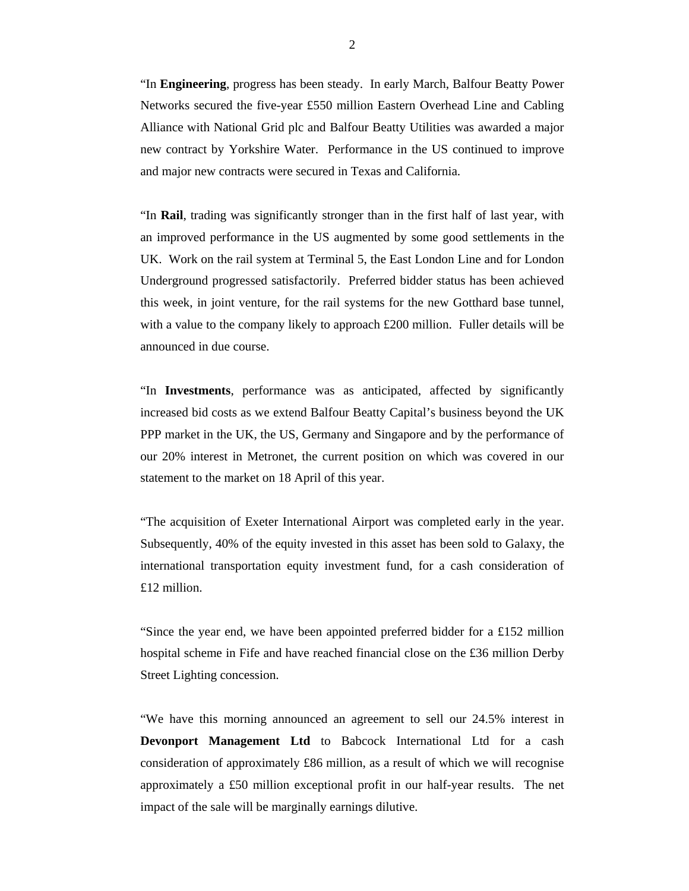“In **Engineering**, progress has been steady. In early March, Balfour Beatty Power Networks secured the five-year £550 million Eastern Overhead Line and Cabling Alliance with National Grid plc and Balfour Beatty Utilities was awarded a major new contract by Yorkshire Water. Performance in the US continued to improve and major new contracts were secured in Texas and California.

“In **Rail**, trading was significantly stronger than in the first half of last year, with an improved performance in the US augmented by some good settlements in the UK. Work on the rail system at Terminal 5, the East London Line and for London Underground progressed satisfactorily. Preferred bidder status has been achieved this week, in joint venture, for the rail systems for the new Gotthard base tunnel, with a value to the company likely to approach £200 million. Fuller details will be announced in due course.

“In **Investments**, performance was as anticipated, affected by significantly increased bid costs as we extend Balfour Beatty Capital’s business beyond the UK PPP market in the UK, the US, Germany and Singapore and by the performance of our 20% interest in Metronet, the current position on which was covered in our statement to the market on 18 April of this year.

“The acquisition of Exeter International Airport was completed early in the year. Subsequently, 40% of the equity invested in this asset has been sold to Galaxy, the international transportation equity investment fund, for a cash consideration of £12 million.

“Since the year end, we have been appointed preferred bidder for a £152 million hospital scheme in Fife and have reached financial close on the £36 million Derby Street Lighting concession.

“We have this morning announced an agreement to sell our 24.5% interest in **Devonport Management Ltd** to Babcock International Ltd for a cash consideration of approximately £86 million, as a result of which we will recognise approximately a £50 million exceptional profit in our half-year results. The net impact of the sale will be marginally earnings dilutive.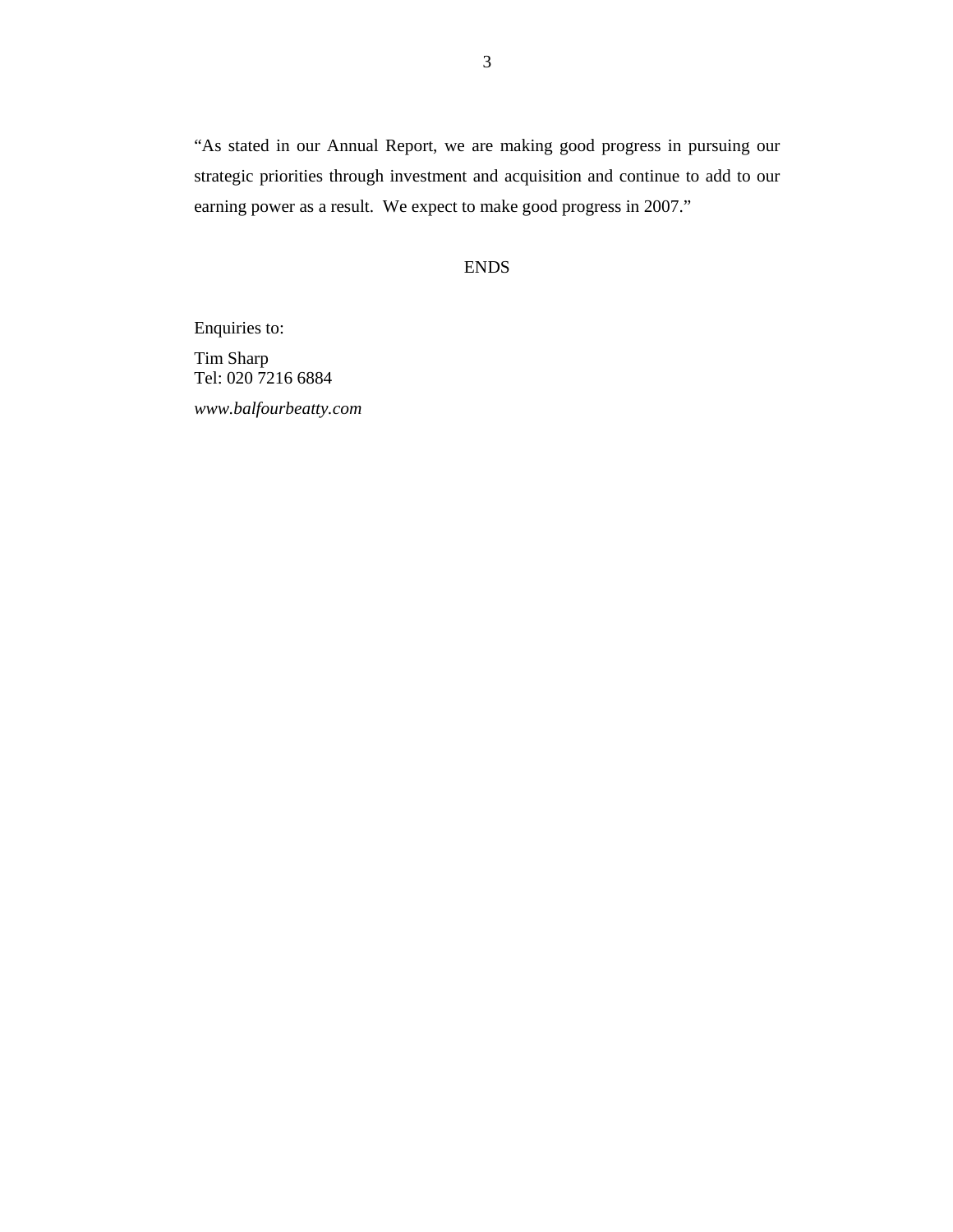"As stated in our Annual Report, we are making good progress in pursuing our strategic priorities through investment and acquisition and continue to add to our earning power as a result. We expect to make good progress in 2007."

ENDS

Enquiries to:

Tim Sharp
Tel: 020 7216 6884

*www.balfourbeatty.com*